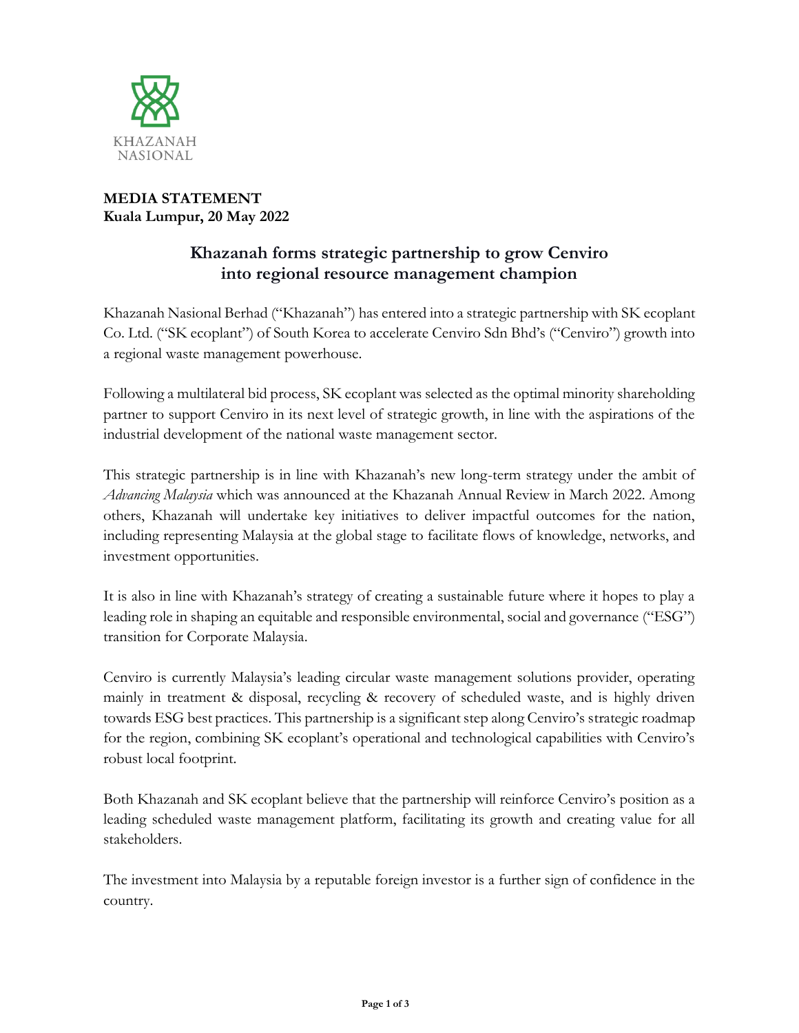KHAZANAH NASIONAL

**MEDIA STATEMENT**
**Kuala Lumpur, 20 May 2022**

# Khazanah forms strategic partnership to grow Cenviro into regional resource management champion

Khazanah Nasional Berhad ("Khazanah") has entered into a strategic partnership with SK ecoplant Co. Ltd. ("SK ecoplant") of South Korea to accelerate Cenviro Sdn Bhd's ("Cenviro") growth into a regional waste management powerhouse.

Following a multilateral bid process, SK ecoplant was selected as the optimal minority shareholding partner to support Cenviro in its next level of strategic growth, in line with the aspirations of the industrial development of the national waste management sector.

This strategic partnership is in line with Khazanah's new long-term strategy under the ambit of *Advancing Malaysia* which was announced at the Khazanah Annual Review in March 2022. Among others, Khazanah will undertake key initiatives to deliver impactful outcomes for the nation, including representing Malaysia at the global stage to facilitate flows of knowledge, networks, and investment opportunities.

It is also in line with Khazanah's strategy of creating a sustainable future where it hopes to play a leading role in shaping an equitable and responsible environmental, social and governance ("ESG") transition for Corporate Malaysia.

Cenviro is currently Malaysia's leading circular waste management solutions provider, operating mainly in treatment & disposal, recycling & recovery of scheduled waste, and is highly driven towards ESG best practices. This partnership is a significant step along Cenviro's strategic roadmap for the region, combining SK ecoplant's operational and technological capabilities with Cenviro's robust local footprint.

Both Khazanah and SK ecoplant believe that the partnership will reinforce Cenviro's position as a leading scheduled waste management platform, facilitating its growth and creating value for all stakeholders.

The investment into Malaysia by a reputable foreign investor is a further sign of confidence in the country.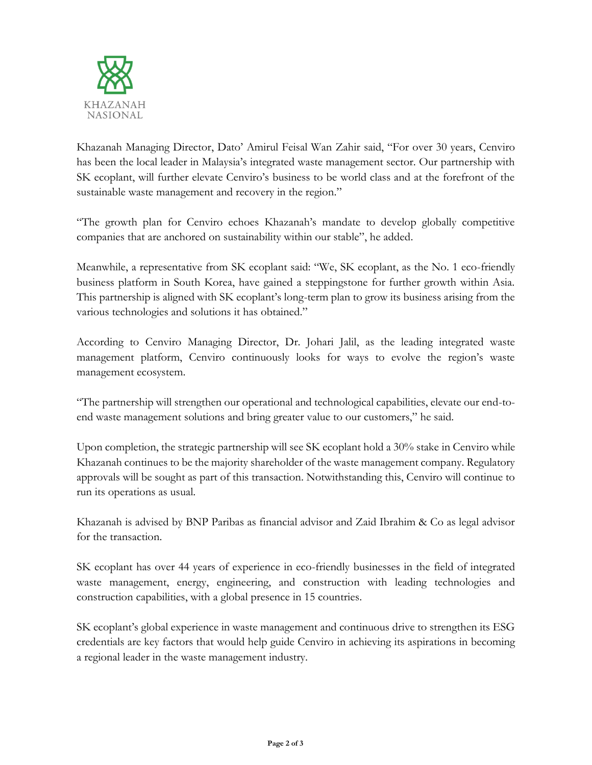Khazanah Managing Director, Dato' Amirul Feisal Wan Zahir said, "For over 30 years, Cenviro has been the local leader in Malaysia's integrated waste management sector. Our partnership with SK ecoplant, will further elevate Cenviro's business to be world class and at the forefront of the sustainable waste management and recovery in the region."

"The growth plan for Cenviro echoes Khazanah's mandate to develop globally competitive companies that are anchored on sustainability within our stable", he added.

Meanwhile, a representative from SK ecoplant said: "We, SK ecoplant, as the No. 1 eco-friendly business platform in South Korea, have gained a steppingstone for further growth within Asia. This partnership is aligned with SK ecoplant's long-term plan to grow its business arising from the various technologies and solutions it has obtained."

According to Cenviro Managing Director, Dr. Johari Jalil, as the leading integrated waste management platform, Cenviro continuously looks for ways to evolve the region's waste management ecosystem.

"The partnership will strengthen our operational and technological capabilities, elevate our end-to-end waste management solutions and bring greater value to our customers," he said.

Upon completion, the strategic partnership will see SK ecoplant hold a 30% stake in Cenviro while Khazanah continues to be the majority shareholder of the waste management company. Regulatory approvals will be sought as part of this transaction. Notwithstanding this, Cenviro will continue to run its operations as usual.

Khazanah is advised by BNP Paribas as financial advisor and Zaid Ibrahim & Co as legal advisor for the transaction.

SK ecoplant has over 44 years of experience in eco-friendly businesses in the field of integrated waste management, energy, engineering, and construction with leading technologies and construction capabilities, with a global presence in 15 countries.

SK ecoplant's global experience in waste management and continuous drive to strengthen its ESG credentials are key factors that would help guide Cenviro in achieving its aspirations in becoming a regional leader in the waste management industry.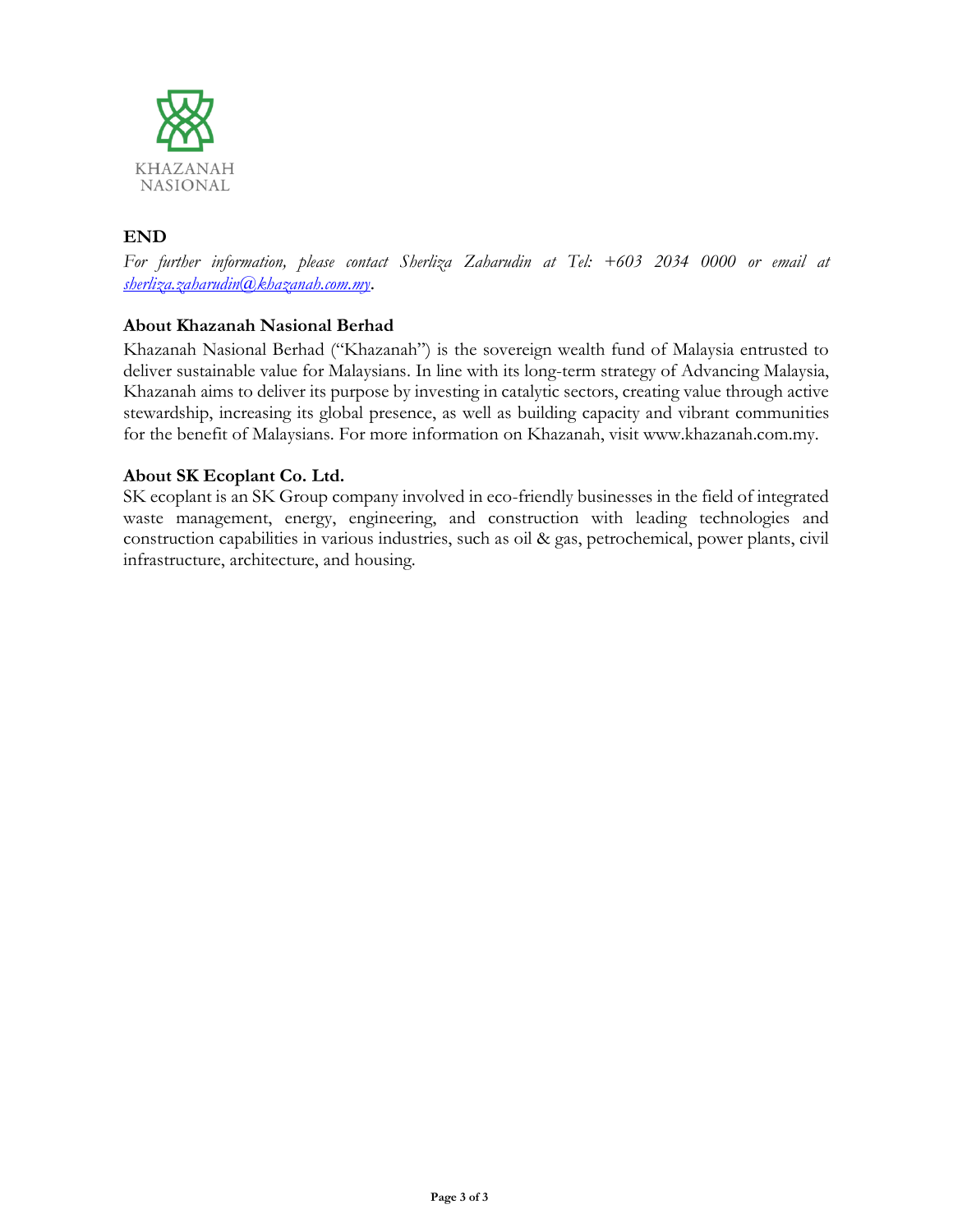**END**

*For further information, please contact Sherliza Zaharudin at Tel: +603 2034 0000 or email at [sherliza.zaharudin@khazanah.com.my](mailto:sherliza.zaharudin@khazanah.com.my).*

**About Khazanah Nasional Berhad**

Khazanah Nasional Berhad ("Khazanah") is the sovereign wealth fund of Malaysia entrusted to deliver sustainable value for Malaysians. In line with its long-term strategy of Advancing Malaysia, Khazanah aims to deliver its purpose by investing in catalytic sectors, creating value through active stewardship, increasing its global presence, as well as building capacity and vibrant communities for the benefit of Malaysians. For more information on Khazanah, visit www.khazanah.com.my.

**About SK Ecoplant Co. Ltd.**

SK ecoplant is an SK Group company involved in eco-friendly businesses in the field of integrated waste management, energy, engineering, and construction with leading technologies and construction capabilities in various industries, such as oil & gas, petrochemical, power plants, civil infrastructure, architecture, and housing.